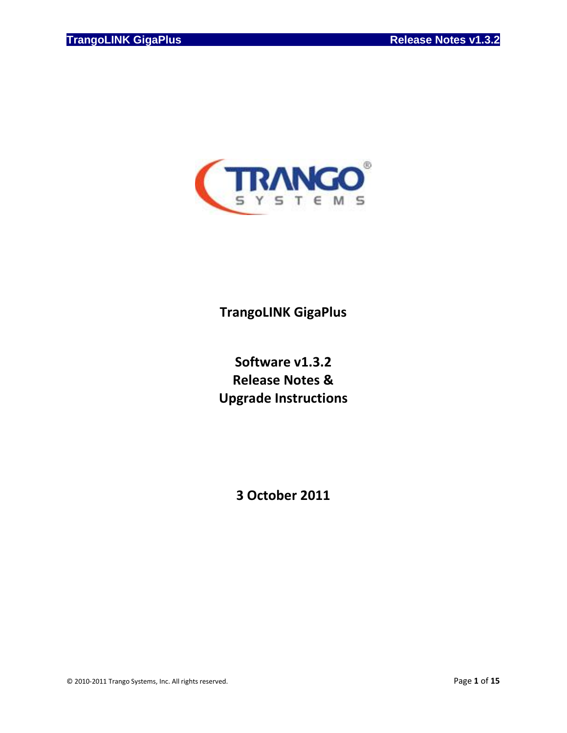# TrangoLINK GigaPlus

## Software v1.3.2
## Release Notes &
## Upgrade Instructions

**3 October 2011**

© 2010-2011 Trango Systems, Inc. All rights reserved.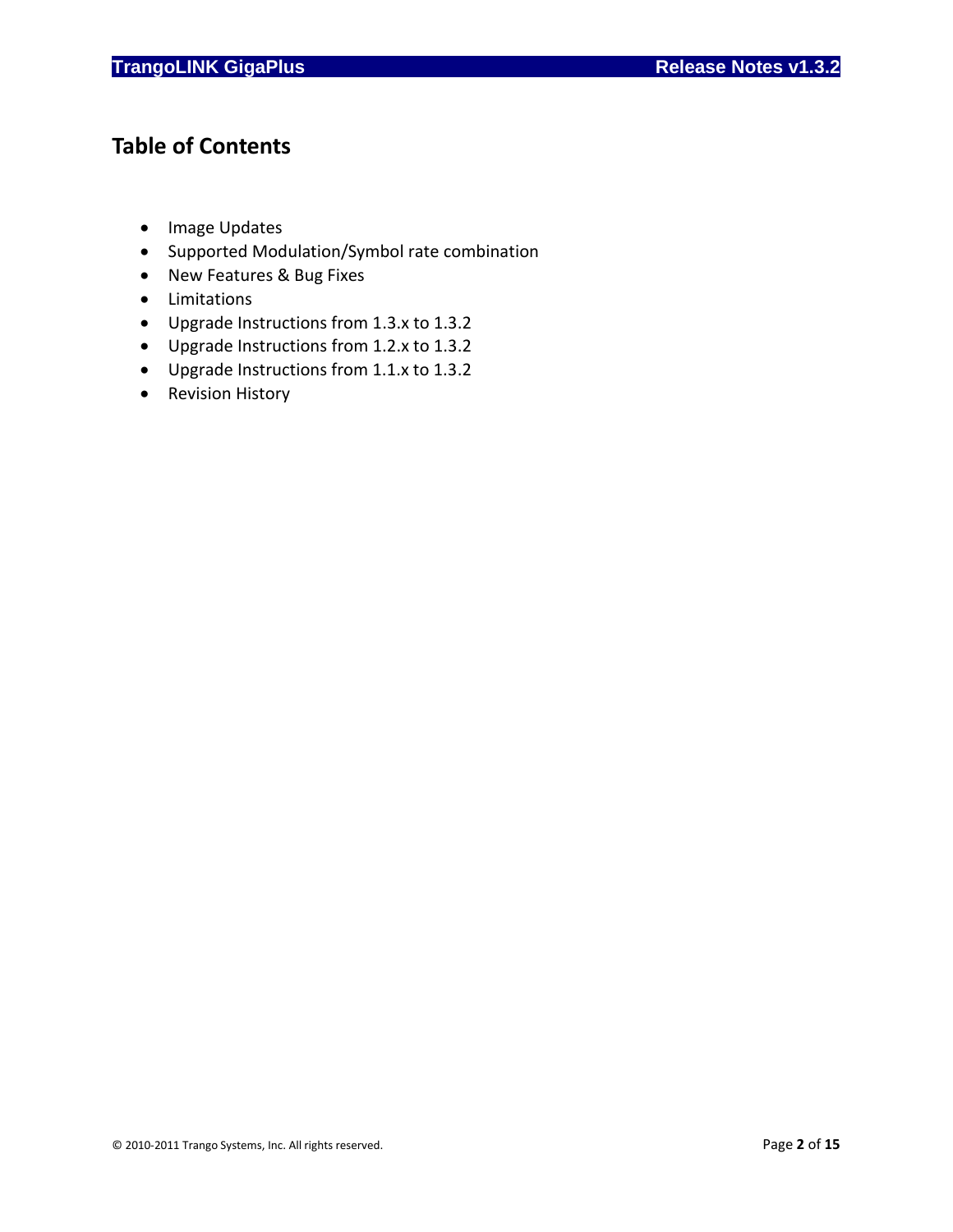# Table of Contents

- Image Updates
- Supported Modulation/Symbol rate combination
- New Features & Bug Fixes
- Limitations
- Upgrade Instructions from 1.3.x to 1.3.2
- Upgrade Instructions from 1.2.x to 1.3.2
- Upgrade Instructions from 1.1.x to 1.3.2
- Revision History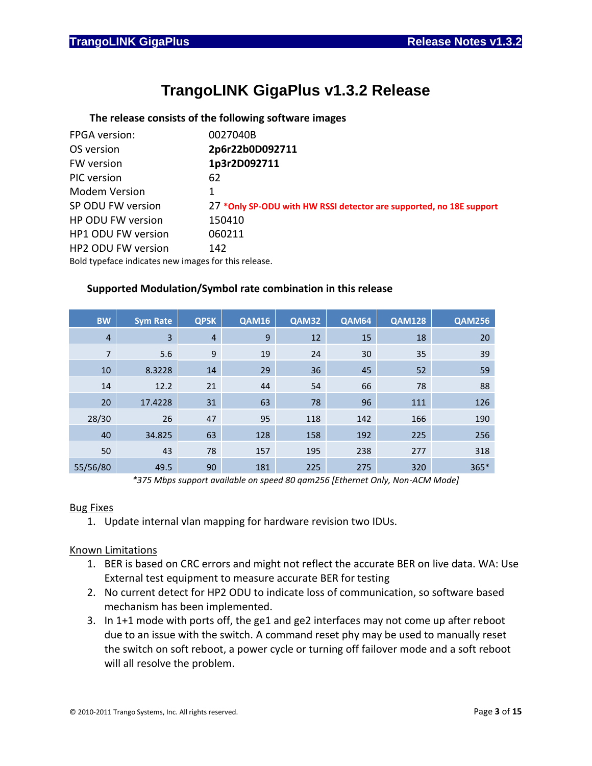# TrangoLINK GigaPlus v1.3.2 Release

**The release consists of the following software images**

| | |
|---|---|
| FPGA version: | 0027040B |
| OS version | **2p6r22b0D092711** |
| FW version | **1p3r2D092711** |
| PIC version | 62 |
| Modem Version | 1 |
| SP ODU FW version | 27 ***Only SP-ODU with HW RSSI detector are supported, no 18E support** |
| HP ODU FW version | 150410 |
| HP1 ODU FW version | 060211 |
| HP2 ODU FW version | 142 |

Bold typeface indicates new images for this release.

**Supported Modulation/Symbol rate combination in this release**

| BW | Sym Rate | QPSK | QAM16 | QAM32 | QAM64 | QAM128 | QAM256 |
|---|---|---|---|---|---|---|---|
| 4 | 3 | 4 | 9 | 12 | 15 | 18 | 20 |
| 7 | 5.6 | 9 | 19 | 24 | 30 | 35 | 39 |
| 10 | 8.3228 | 14 | 29 | 36 | 45 | 52 | 59 |
| 14 | 12.2 | 21 | 44 | 54 | 66 | 78 | 88 |
| 20 | 17.4228 | 31 | 63 | 78 | 96 | 111 | 126 |
| 28/30 | 26 | 47 | 95 | 118 | 142 | 166 | 190 |
| 40 | 34.825 | 63 | 128 | 158 | 192 | 225 | 256 |
| 50 | 43 | 78 | 157 | 195 | 238 | 277 | 318 |
| 55/56/80 | 49.5 | 90 | 181 | 225 | 275 | 320 | 365* |

*\*375 Mbps support available on speed 80 qam256 [Ethernet Only, Non-ACM Mode]*

Bug Fixes

1. Update internal vlan mapping for hardware revision two IDUs.

Known Limitations

1. BER is based on CRC errors and might not reflect the accurate BER on live data. WA: Use External test equipment to measure accurate BER for testing
2. No current detect for HP2 ODU to indicate loss of communication, so software based mechanism has been implemented.
3. In 1+1 mode with ports off, the ge1 and ge2 interfaces may not come up after reboot due to an issue with the switch. A command reset phy may be used to manually reset the switch on soft reboot, a power cycle or turning off failover mode and a soft reboot will all resolve the problem.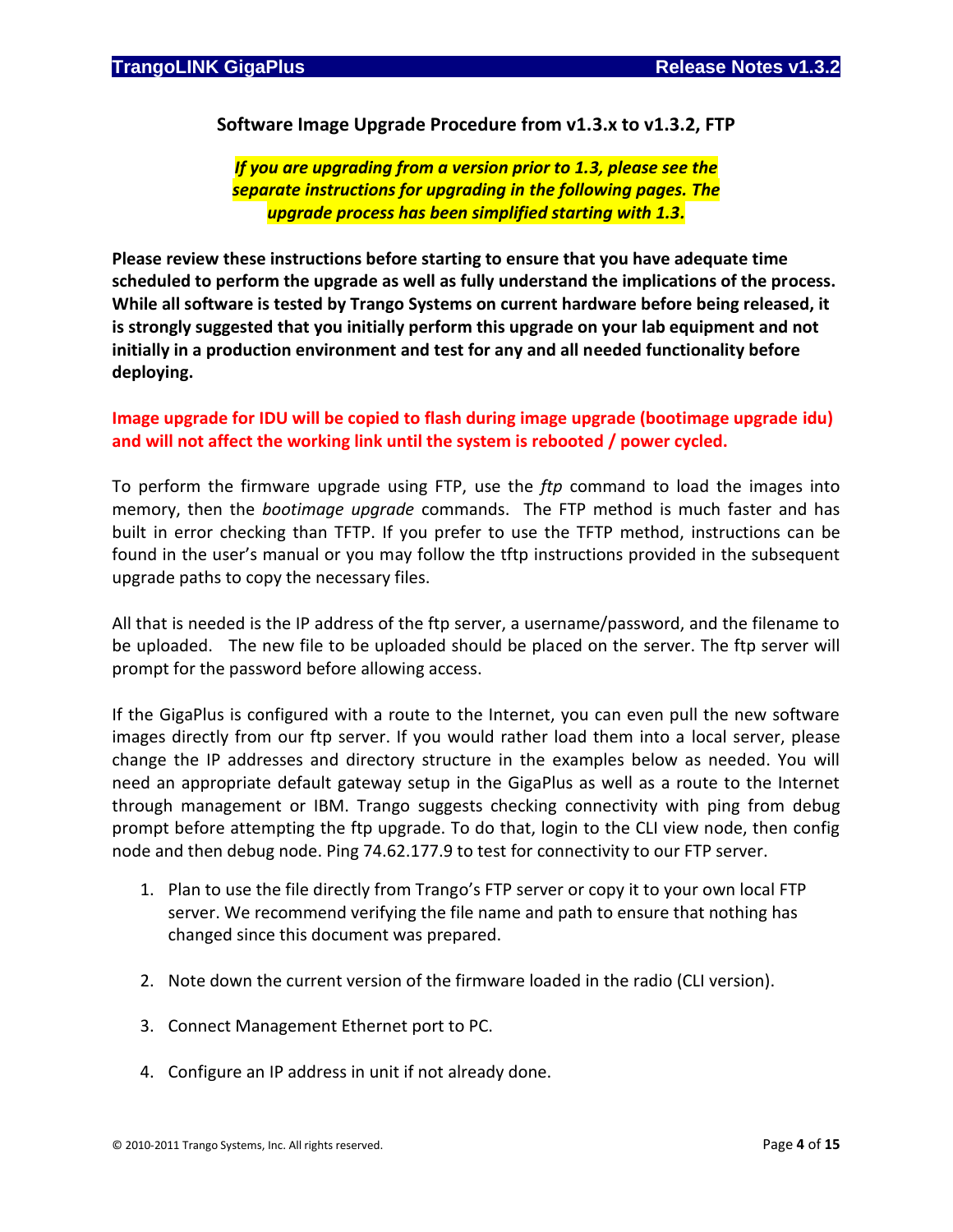## Software Image Upgrade Procedure from v1.3.x to v1.3.2, FTP

***If you are upgrading from a version prior to 1.3, please see the separate instructions for upgrading in the following pages. The upgrade process has been simplified starting with 1.3.***

**Please review these instructions before starting to ensure that you have adequate time scheduled to perform the upgrade as well as fully understand the implications of the process. While all software is tested by Trango Systems on current hardware before being released, it is strongly suggested that you initially perform this upgrade on your lab equipment and not initially in a production environment and test for any and all needed functionality before deploying.**

**Image upgrade for IDU will be copied to flash during image upgrade (bootimage upgrade idu) and will not affect the working link until the system is rebooted / power cycled.**

To perform the firmware upgrade using FTP, use the *ftp* command to load the images into memory, then the *bootimage upgrade* commands. The FTP method is much faster and has built in error checking than TFTP. If you prefer to use the TFTP method, instructions can be found in the user's manual or you may follow the tftp instructions provided in the subsequent upgrade paths to copy the necessary files.

All that is needed is the IP address of the ftp server, a username/password, and the filename to be uploaded. The new file to be uploaded should be placed on the server. The ftp server will prompt for the password before allowing access.

If the GigaPlus is configured with a route to the Internet, you can even pull the new software images directly from our ftp server. If you would rather load them into a local server, please change the IP addresses and directory structure in the examples below as needed. You will need an appropriate default gateway setup in the GigaPlus as well as a route to the Internet through management or IBM. Trango suggests checking connectivity with ping from debug prompt before attempting the ftp upgrade. To do that, login to the CLI view node, then config node and then debug node. Ping 74.62.177.9 to test for connectivity to our FTP server.

1. Plan to use the file directly from Trango's FTP server or copy it to your own local FTP server. We recommend verifying the file name and path to ensure that nothing has changed since this document was prepared.

2. Note down the current version of the firmware loaded in the radio (CLI version).

3. Connect Management Ethernet port to PC.

4. Configure an IP address in unit if not already done.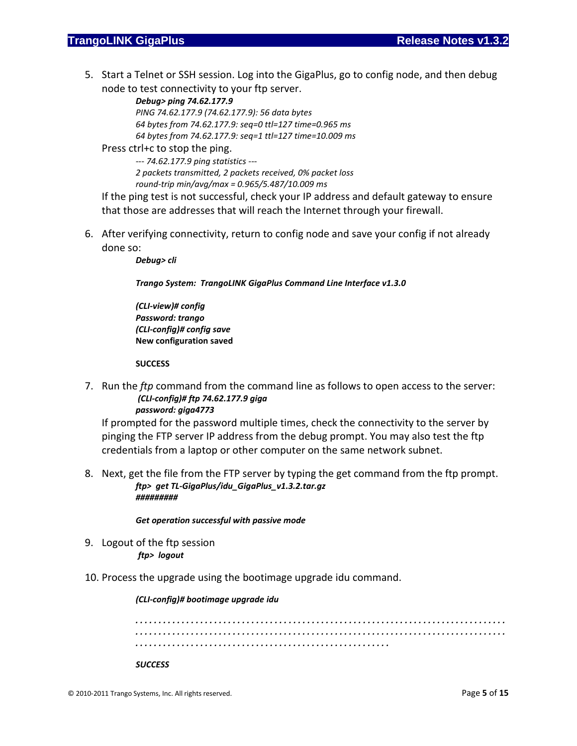5. Start a Telnet or SSH session. Log into the GigaPlus, go to config node, and then debug node to test connectivity to your ftp server.

   ```
   Debug> ping 74.62.177.9
   PING 74.62.177.9 (74.62.177.9): 56 data bytes
   64 bytes from 74.62.177.9: seq=0 ttl=127 time=0.965 ms
   64 bytes from 74.62.177.9: seq=1 ttl=127 time=10.009 ms
   ```

   Press ctrl+c to stop the ping.

   ```
   --- 74.62.177.9 ping statistics ---
   2 packets transmitted, 2 packets received, 0% packet loss
   round-trip min/avg/max = 0.965/5.487/10.009 ms
   ```

   If the ping test is not successful, check your IP address and default gateway to ensure that those are addresses that will reach the Internet through your firewall.

6. After verifying connectivity, return to config node and save your config if not already done so:

   ```
   Debug> cli

   Trango System:  TrangoLINK GigaPlus Command Line Interface v1.3.0

   (CLI-view)# config
   Password: trango
   (CLI-config)# config save
   New configuration saved

   SUCCESS
   ```

7. Run the *ftp* command from the command line as follows to open access to the server:

   ```
   (CLI-config)# ftp 74.62.177.9 giga
   password: giga4773
   ```

   If prompted for the password multiple times, check the connectivity to the server by pinging the FTP server IP address from the debug prompt. You may also test the ftp credentials from a laptop or other computer on the same network subnet.

8. Next, get the file from the FTP server by typing the get command from the ftp prompt.

   ```
   ftp>  get TL-GigaPlus/idu_GigaPlus_v1.3.2.tar.gz
   #########

   Get operation successful with passive mode
   ```

9. Logout of the ftp session

   ```
   ftp>  logout
   ```

10. Process the upgrade using the bootimage upgrade idu command.

    ```
    (CLI-config)# bootimage upgrade idu

    . . . . . . . . . . . . . . . . . . . . . . . . . . . . . . . . . . . . . . . . . . . . . . . . . . . . . . . . . . . . . . . . . . . . . . . . . . . . . . .
    . . . . . . . . . . . . . . . . . . . . . . . . . . . . . . . . . . . . . . . . . . . . . . . . . . . . . . . . . . . . . . . . . . . . . . . . . . . . . . .
    . . . . . . . . . . . . . . . . . . . . . . . . . . . . . . . . . . . . . . . . . . . . . . . . . . .

    SUCCESS
    ```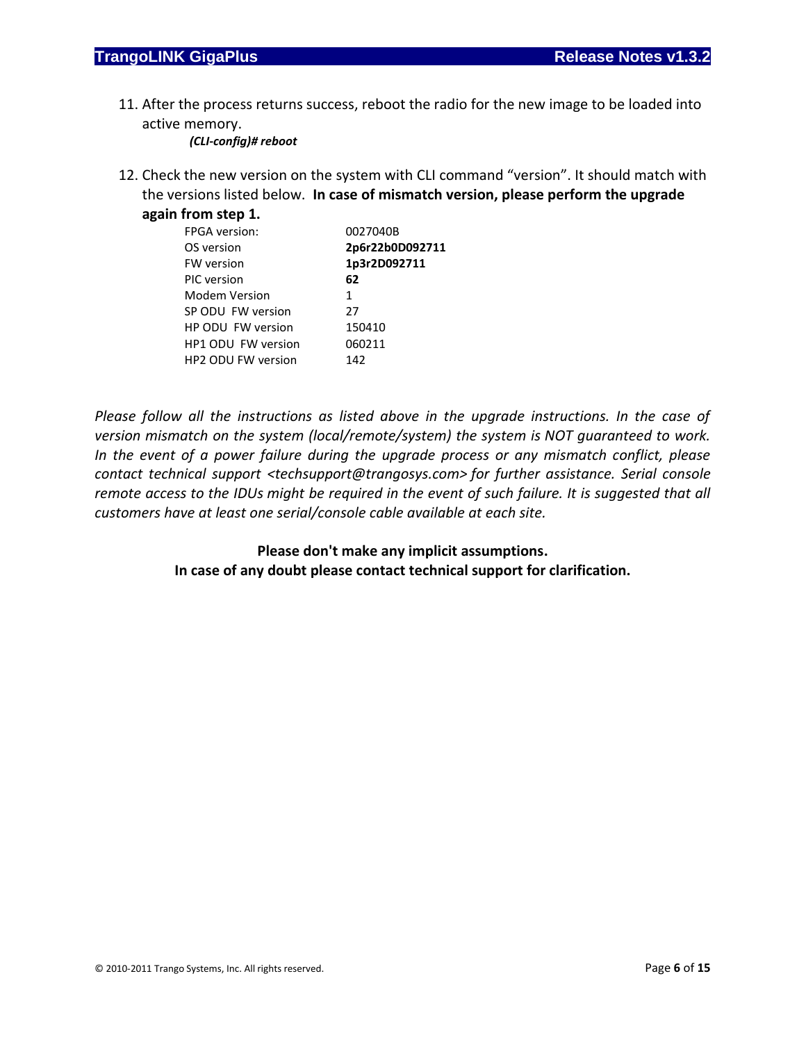11. After the process returns success, reboot the radio for the new image to be loaded into active memory.

    ***(CLI-config)# reboot***

12. Check the new version on the system with CLI command “version”. It should match with the versions listed below. **In case of mismatch version, please perform the upgrade again from step 1.**

| | |
|---|---|
| FPGA version: | 0027040B |
| OS version | **2p6r22b0D092711** |
| FW version | **1p3r2D092711** |
| PIC version | **62** |
| Modem Version | 1 |
| SP ODU FW version | 27 |
| HP ODU FW version | 150410 |
| HP1 ODU FW version | 060211 |
| HP2 ODU FW version | 142 |

*Please follow all the instructions as listed above in the upgrade instructions. In the case of version mismatch on the system (local/remote/system) the system is NOT guaranteed to work. In the event of a power failure during the upgrade process or any mismatch conflict, please contact technical support <techsupport@trangosys.com> for further assistance. Serial console remote access to the IDUs might be required in the event of such failure. It is suggested that all customers have at least one serial/console cable available at each site.*

**Please don't make any implicit assumptions.**
**In case of any doubt please contact technical support for clarification.**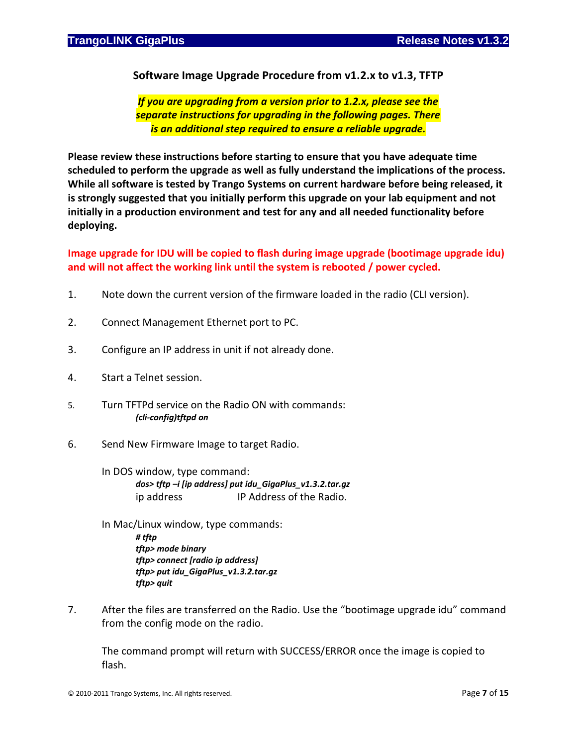### Software Image Upgrade Procedure from v1.2.x to v1.3, TFTP

***If you are upgrading from a version prior to 1.2.x, please see the separate instructions for upgrading in the following pages. There is an additional step required to ensure a reliable upgrade.***

**Please review these instructions before starting to ensure that you have adequate time scheduled to perform the upgrade as well as fully understand the implications of the process. While all software is tested by Trango Systems on current hardware before being released, it is strongly suggested that you initially perform this upgrade on your lab equipment and not initially in a production environment and test for any and all needed functionality before deploying.**

**Image upgrade for IDU will be copied to flash during image upgrade (bootimage upgrade idu) and will not affect the working link until the system is rebooted / power cycled.**

1. Note down the current version of the firmware loaded in the radio (CLI version).

2. Connect Management Ethernet port to PC.

3. Configure an IP address in unit if not already done.

4. Start a Telnet session.

5. Turn TFTPd service on the Radio ON with commands:

   ***(cli-config)tftpd on***

6. Send New Firmware Image to target Radio.

   In DOS window, type command:

   ***dos> tftp –i [ip address] put idu_GigaPlus_v1.3.2.tar.gz***

   ip address IP Address of the Radio.

   In Mac/Linux window, type commands:

   ***# tftp***
   ***tftp> mode binary***
   ***tftp> connect [radio ip address]***
   ***tftp> put idu_GigaPlus_v1.3.2.tar.gz***
   ***tftp> quit***

7. After the files are transferred on the Radio. Use the "bootimage upgrade idu" command from the config mode on the radio.

   The command prompt will return with SUCCESS/ERROR once the image is copied to flash.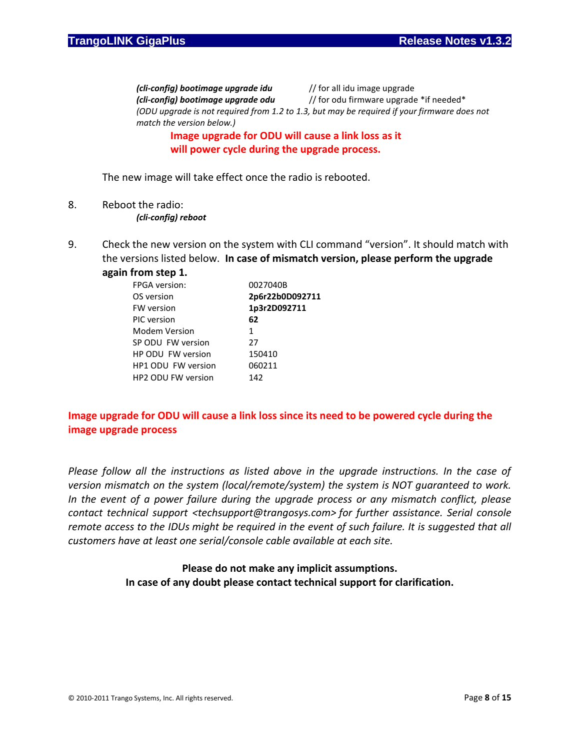***(cli-config) bootimage upgrade idu*** // for all idu image upgrade
***(cli-config) bootimage upgrade odu*** // for odu firmware upgrade *if needed*
*(ODU upgrade is not required from 1.2 to 1.3, but may be required if your firmware does not match the version below.)*

**Image upgrade for ODU will cause a link loss as it will power cycle during the upgrade process.**

The new image will take effect once the radio is rebooted.

8. Reboot the radio:
   ***(cli-config) reboot***

9. Check the new version on the system with CLI command "version". It should match with the versions listed below. **In case of mismatch version, please perform the upgrade again from step 1.**

| | |
|---|---|
| FPGA version: | 0027040B |
| OS version | **2p6r22b0D092711** |
| FW version | **1p3r2D092711** |
| PIC version | **62** |
| Modem Version | 1 |
| SP ODU FW version | 27 |
| HP ODU FW version | 150410 |
| HP1 ODU FW version | 060211 |
| HP2 ODU FW version | 142 |

**Image upgrade for ODU will cause a link loss since its need to be powered cycle during the image upgrade process**

*Please follow all the instructions as listed above in the upgrade instructions. In the case of version mismatch on the system (local/remote/system) the system is NOT guaranteed to work. In the event of a power failure during the upgrade process or any mismatch conflict, please contact technical support <techsupport@trangosys.com> for further assistance. Serial console remote access to the IDUs might be required in the event of such failure. It is suggested that all customers have at least one serial/console cable available at each site.*

**Please do not make any implicit assumptions.**
**In case of any doubt please contact technical support for clarification.**

© 2010-2011 Trango Systems, Inc. All rights reserved.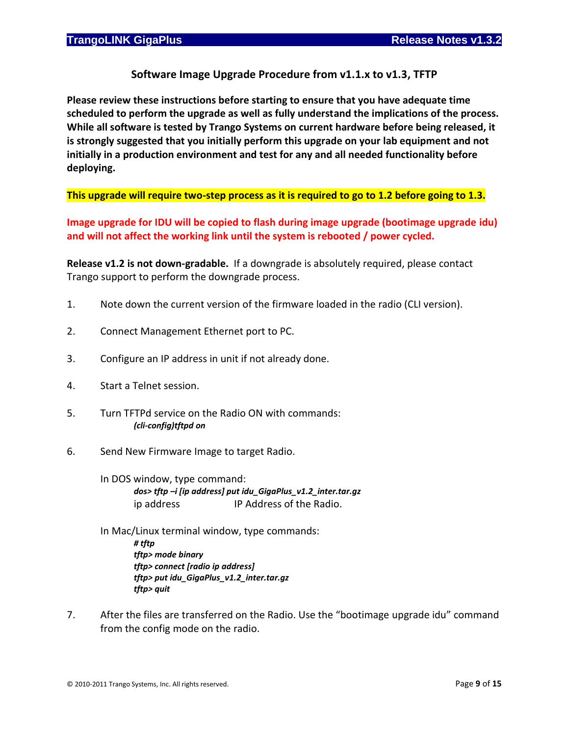### Software Image Upgrade Procedure from v1.1.x to v1.3, TFTP

**Please review these instructions before starting to ensure that you have adequate time scheduled to perform the upgrade as well as fully understand the implications of the process. While all software is tested by Trango Systems on current hardware before being released, it is strongly suggested that you initially perform this upgrade on your lab equipment and not initially in a production environment and test for any and all needed functionality before deploying.**

**This upgrade will require two-step process as it is required to go to 1.2 before going to 1.3.**

**Image upgrade for IDU will be copied to flash during image upgrade (bootimage upgrade idu) and will not affect the working link until the system is rebooted / power cycled.**

**Release v1.2 is not down-gradable.** If a downgrade is absolutely required, please contact Trango support to perform the downgrade process.

1. Note down the current version of the firmware loaded in the radio (CLI version).
2. Connect Management Ethernet port to PC.
3. Configure an IP address in unit if not already done.
4. Start a Telnet session.
5. Turn TFTPd service on the Radio ON with commands:

   ***(cli-config)tftpd on***

6. Send New Firmware Image to target Radio.

   In DOS window, type command:

   ***dos> tftp –i [ip address] put idu_GigaPlus_v1.2_inter.tar.gz***

   ip address IP Address of the Radio.

   In Mac/Linux terminal window, type commands:

   ***# tftp***
   ***tftp> mode binary***
   ***tftp> connect [radio ip address]***
   ***tftp> put idu_GigaPlus_v1.2_inter.tar.gz***
   ***tftp> quit***

7. After the files are transferred on the Radio. Use the "bootimage upgrade idu" command from the config mode on the radio.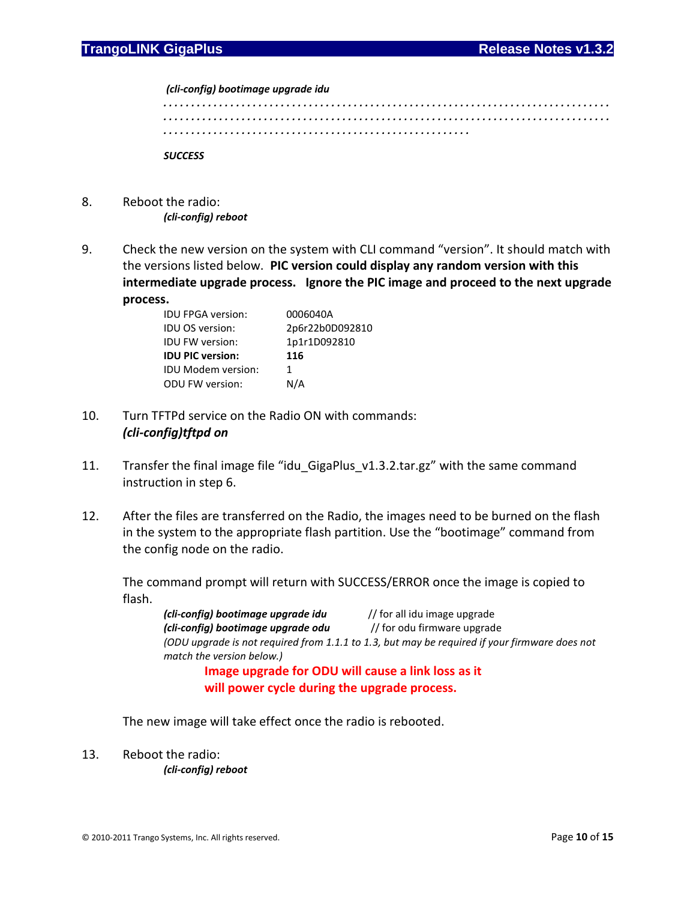*(cli-config) bootimage upgrade idu*

. . . . . . . . . . . . . . . . . . . . . . . . . . . . . . . . . . . . . . . . . . . . . . . . . . . . . . . . . . . . . . . . . . . . . . . . . . . .
. . . . . . . . . . . . . . . . . . . . . . . . . . . . . . . . . . . . . . . . . . . . . . . . . . . . . . . . . . . . . . . . . . . . . . . . . . . .
. . . . . . . . . . . . . . . . . . . . . . . . . . . . . . . . . . . . . . . . . . . . . . . . . .

***SUCCESS***

8. Reboot the radio:
   ***(cli-config) reboot***

9. Check the new version on the system with CLI command "version". It should match with the versions listed below. **PIC version could display any random version with this intermediate upgrade process. Ignore the PIC image and proceed to the next upgrade process.**

   | | |
   |---|---|
   | IDU FPGA version: | 0006040A |
   | IDU OS version: | 2p6r22b0D092810 |
   | IDU FW version: | 1p1r1D092810 |
   | **IDU PIC version:** | **116** |
   | IDU Modem version: | 1 |
   | ODU FW version: | N/A |

10. Turn TFTPd service on the Radio ON with commands:
    ***(cli-config)tftpd on***

11. Transfer the final image file "idu_GigaPlus_v1.3.2.tar.gz" with the same command instruction in step 6.

12. After the files are transferred on the Radio, the images need to be burned on the flash in the system to the appropriate flash partition. Use the "bootimage" command from the config node on the radio.

    The command prompt will return with SUCCESS/ERROR once the image is copied to flash.

    ***(cli-config) bootimage upgrade idu*** // for all idu image upgrade
    ***(cli-config) bootimage upgrade odu*** // for odu firmware upgrade
    *(ODU upgrade is not required from 1.1.1 to 1.3, but may be required if your firmware does not match the version below.)*

    **Image upgrade for ODU will cause a link loss as it will power cycle during the upgrade process.**

    The new image will take effect once the radio is rebooted.

13. Reboot the radio:
    ***(cli-config) reboot***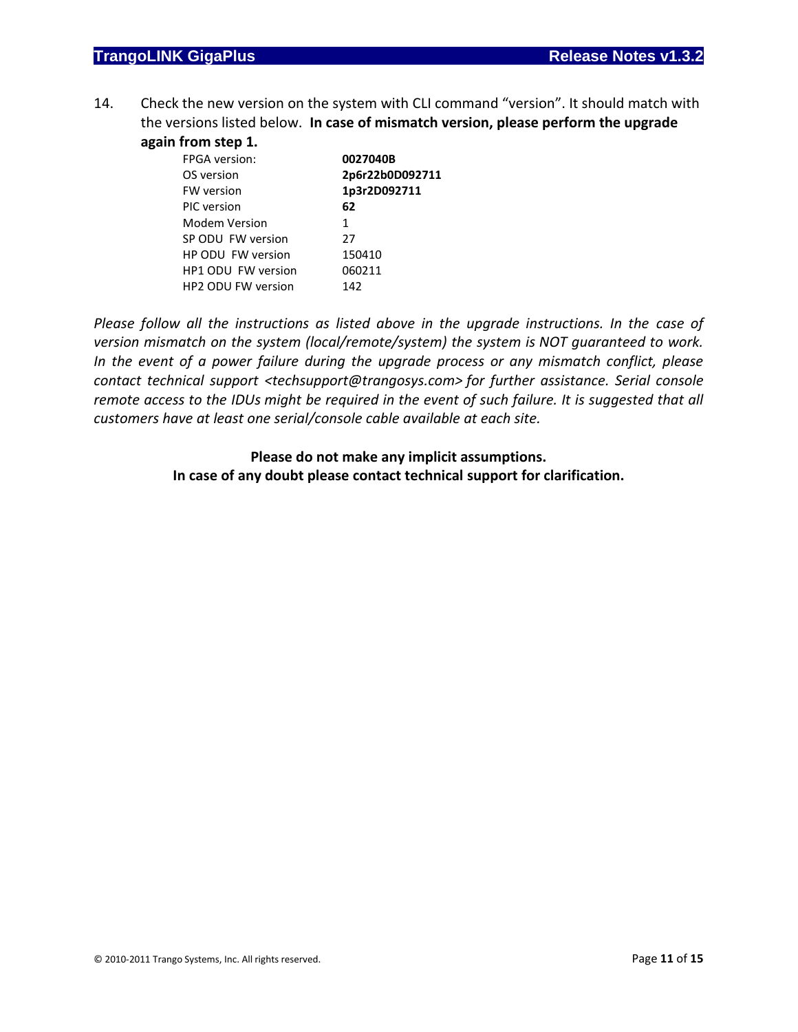14. Check the new version on the system with CLI command "version". It should match with the versions listed below. **In case of mismatch version, please perform the upgrade again from step 1.**

| | |
|---|---|
| FPGA version: | **0027040B** |
| OS version | **2p6r22b0D092711** |
| FW version | **1p3r2D092711** |
| PIC version | **62** |
| Modem Version | 1 |
| SP ODU FW version | 27 |
| HP ODU FW version | 150410 |
| HP1 ODU FW version | 060211 |
| HP2 ODU FW version | 142 |

*Please follow all the instructions as listed above in the upgrade instructions. In the case of version mismatch on the system (local/remote/system) the system is NOT guaranteed to work. In the event of a power failure during the upgrade process or any mismatch conflict, please contact technical support <techsupport@trangosys.com> for further assistance. Serial console remote access to the IDUs might be required in the event of such failure. It is suggested that all customers have at least one serial/console cable available at each site.*

**Please do not make any implicit assumptions.**
**In case of any doubt please contact technical support for clarification.**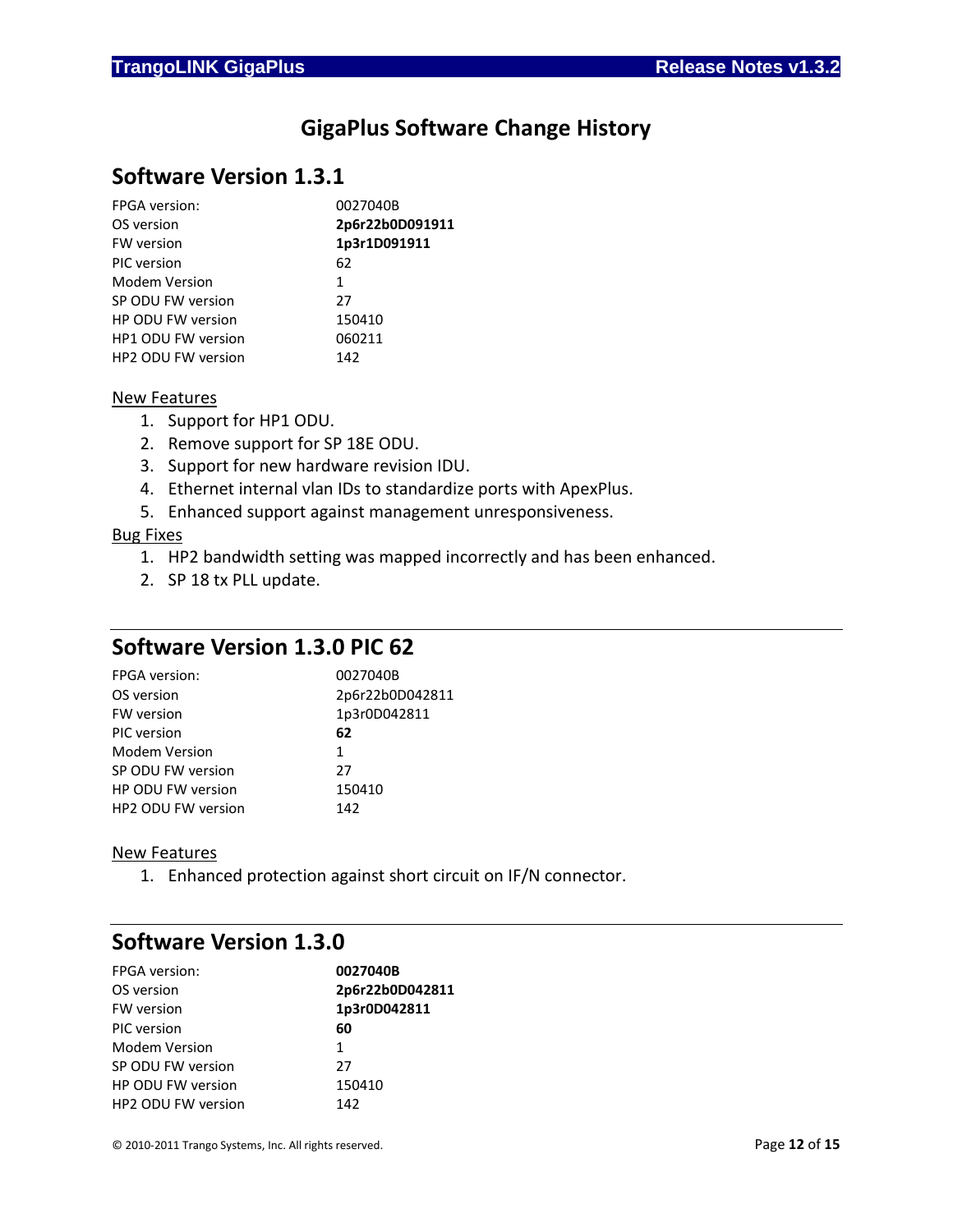# GigaPlus Software Change History

## Software Version 1.3.1

| | |
|---|---|
| FPGA version: | 0027040B |
| OS version | **2p6r22b0D091911** |
| FW version | **1p3r1D091911** |
| PIC version | 62 |
| Modem Version | 1 |
| SP ODU FW version | 27 |
| HP ODU FW version | 150410 |
| HP1 ODU FW version | 060211 |
| HP2 ODU FW version | 142 |

<u>New Features</u>

1. Support for HP1 ODU.
2. Remove support for SP 18E ODU.
3. Support for new hardware revision IDU.
4. Ethernet internal vlan IDs to standardize ports with ApexPlus.
5. Enhanced support against management unresponsiveness.

<u>Bug Fixes</u>

1. HP2 bandwidth setting was mapped incorrectly and has been enhanced.
2. SP 18 tx PLL update.

---

## Software Version 1.3.0 PIC 62

| | |
|---|---|
| FPGA version: | 0027040B |
| OS version | 2p6r22b0D042811 |
| FW version | 1p3r0D042811 |
| PIC version | **62** |
| Modem Version | 1 |
| SP ODU FW version | 27 |
| HP ODU FW version | 150410 |
| HP2 ODU FW version | 142 |

<u>New Features</u>

1. Enhanced protection against short circuit on IF/N connector.

---

## Software Version 1.3.0

| | |
|---|---|
| FPGA version: | **0027040B** |
| OS version | **2p6r22b0D042811** |
| FW version | **1p3r0D042811** |
| PIC version | **60** |
| Modem Version | 1 |
| SP ODU FW version | 27 |
| HP ODU FW version | 150410 |
| HP2 ODU FW version | 142 |

© 2010-2011 Trango Systems, Inc. All rights reserved.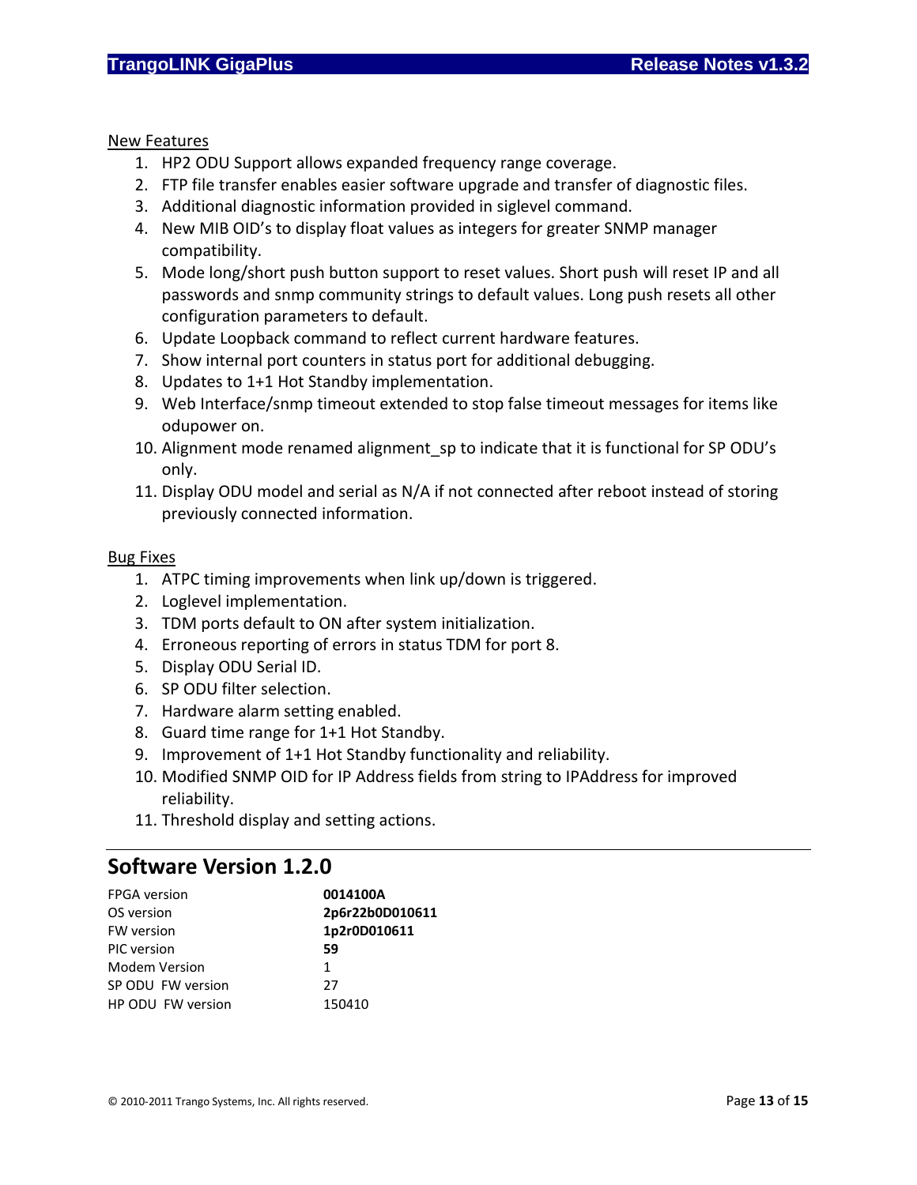New Features

1. HP2 ODU Support allows expanded frequency range coverage.
2. FTP file transfer enables easier software upgrade and transfer of diagnostic files.
3. Additional diagnostic information provided in siglevel command.
4. New MIB OID's to display float values as integers for greater SNMP manager compatibility.
5. Mode long/short push button support to reset values. Short push will reset IP and all passwords and snmp community strings to default values. Long push resets all other configuration parameters to default.
6. Update Loopback command to reflect current hardware features.
7. Show internal port counters in status port for additional debugging.
8. Updates to 1+1 Hot Standby implementation.
9. Web Interface/snmp timeout extended to stop false timeout messages for items like odupower on.
10. Alignment mode renamed alignment_sp to indicate that it is functional for SP ODU's only.
11. Display ODU model and serial as N/A if not connected after reboot instead of storing previously connected information.

Bug Fixes

1. ATPC timing improvements when link up/down is triggered.
2. Loglevel implementation.
3. TDM ports default to ON after system initialization.
4. Erroneous reporting of errors in status TDM for port 8.
5. Display ODU Serial ID.
6. SP ODU filter selection.
7. Hardware alarm setting enabled.
8. Guard time range for 1+1 Hot Standby.
9. Improvement of 1+1 Hot Standby functionality and reliability.
10. Modified SNMP OID for IP Address fields from string to IPAddress for improved reliability.
11. Threshold display and setting actions.

## Software Version 1.2.0

| | |
|---|---|
| FPGA version | **0014100A** |
| OS version | **2p6r22b0D010611** |
| FW version | **1p2r0D010611** |
| PIC version | **59** |
| Modem Version | 1 |
| SP ODU FW version | 27 |
| HP ODU FW version | 150410 |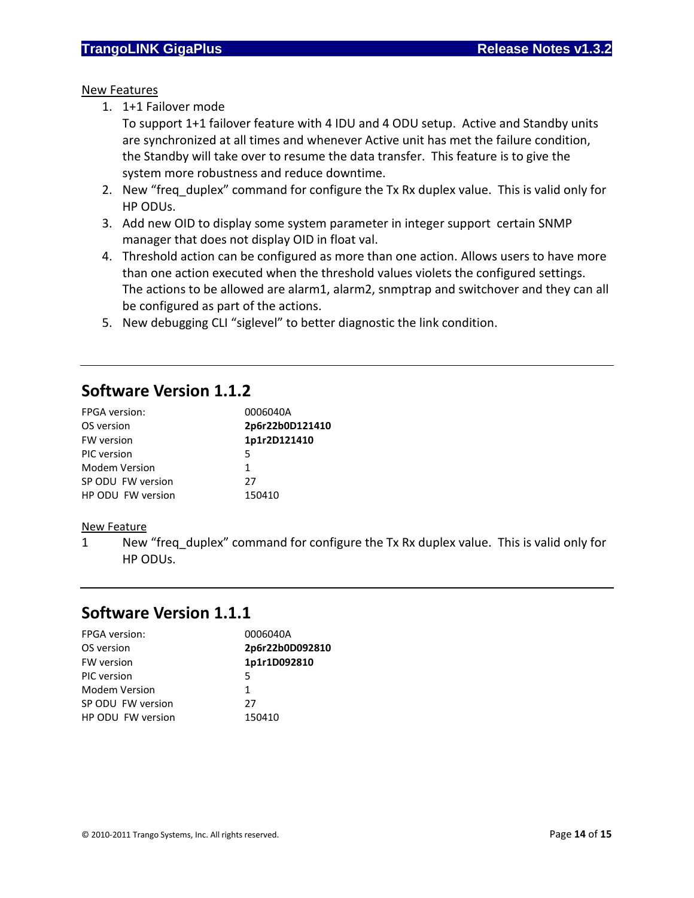New Features

1. 1+1 Failover mode
   To support 1+1 failover feature with 4 IDU and 4 ODU setup. Active and Standby units are synchronized at all times and whenever Active unit has met the failure condition, the Standby will take over to resume the data transfer. This feature is to give the system more robustness and reduce downtime.
2. New "freq_duplex" command for configure the Tx Rx duplex value. This is valid only for HP ODUs.
3. Add new OID to display some system parameter in integer support certain SNMP manager that does not display OID in float val.
4. Threshold action can be configured as more than one action. Allows users to have more than one action executed when the threshold values violets the configured settings. The actions to be allowed are alarm1, alarm2, snmptrap and switchover and they can all be configured as part of the actions.
5. New debugging CLI "siglevel" to better diagnostic the link condition.

---

## Software Version 1.1.2

| | |
|---|---|
| FPGA version: | 0006040A |
| OS version | **2p6r22b0D121410** |
| FW version | **1p1r2D121410** |
| PIC version | 5 |
| Modem Version | 1 |
| SP ODU FW version | 27 |
| HP ODU FW version | 150410 |

New Feature

1 New "freq_duplex" command for configure the Tx Rx duplex value. This is valid only for HP ODUs.

---

## Software Version 1.1.1

| | |
|---|---|
| FPGA version: | 0006040A |
| OS version | **2p6r22b0D092810** |
| FW version | **1p1r1D092810** |
| PIC version | 5 |
| Modem Version | 1 |
| SP ODU FW version | 27 |
| HP ODU FW version | 150410 |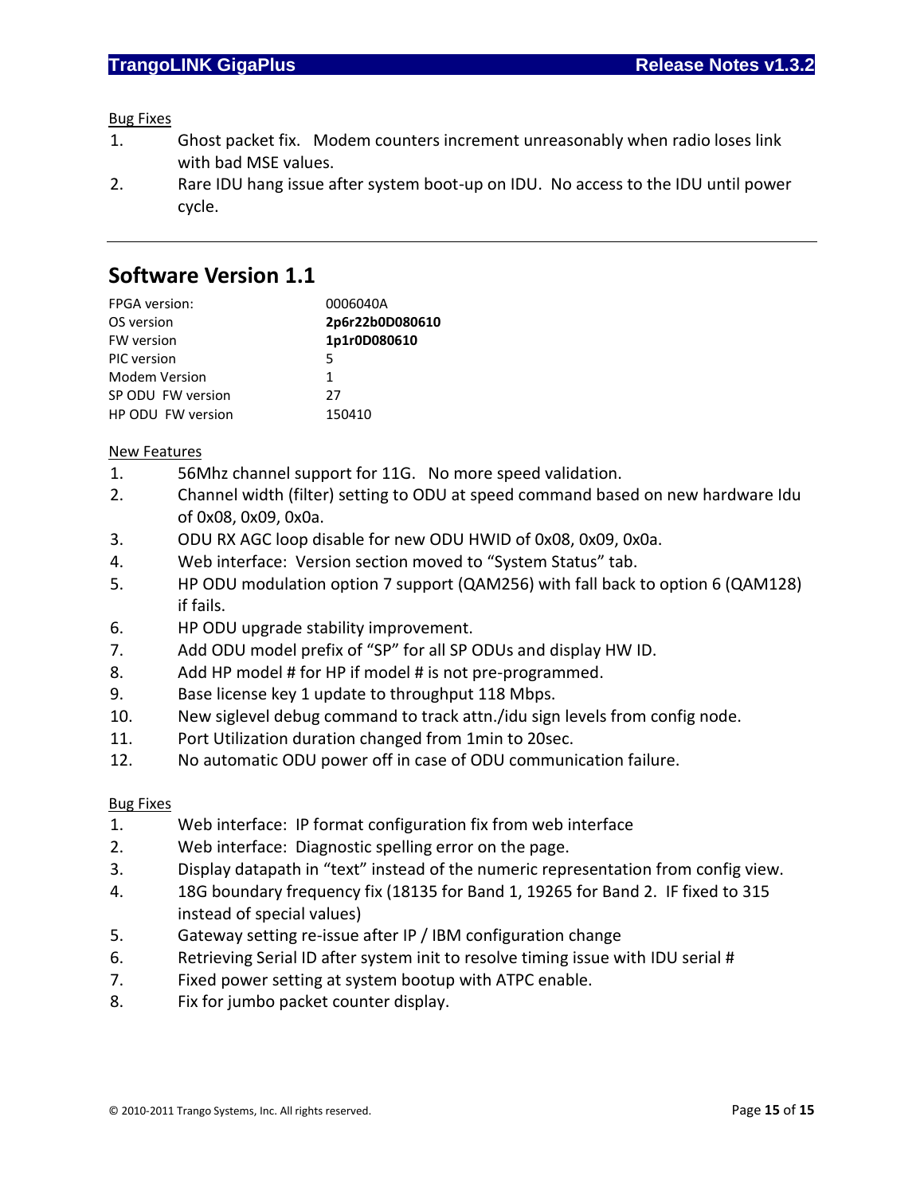Bug Fixes

1. Ghost packet fix. Modem counters increment unreasonably when radio loses link with bad MSE values.
2. Rare IDU hang issue after system boot-up on IDU. No access to the IDU until power cycle.

---

## Software Version 1.1

| | |
|---|---|
| FPGA version: | 0006040A |
| OS version | **2p6r22b0D080610** |
| FW version | **1p1r0D080610** |
| PIC version | 5 |
| Modem Version | 1 |
| SP ODU FW version | 27 |
| HP ODU FW version | 150410 |

New Features

1. 56Mhz channel support for 11G. No more speed validation.
2. Channel width (filter) setting to ODU at speed command based on new hardware Idu of 0x08, 0x09, 0x0a.
3. ODU RX AGC loop disable for new ODU HWID of 0x08, 0x09, 0x0a.
4. Web interface: Version section moved to "System Status" tab.
5. HP ODU modulation option 7 support (QAM256) with fall back to option 6 (QAM128) if fails.
6. HP ODU upgrade stability improvement.
7. Add ODU model prefix of "SP" for all SP ODUs and display HW ID.
8. Add HP model # for HP if model # is not pre-programmed.
9. Base license key 1 update to throughput 118 Mbps.
10. New siglevel debug command to track attn./idu sign levels from config node.
11. Port Utilization duration changed from 1min to 20sec.
12. No automatic ODU power off in case of ODU communication failure.

Bug Fixes

1. Web interface: IP format configuration fix from web interface
2. Web interface: Diagnostic spelling error on the page.
3. Display datapath in "text" instead of the numeric representation from config view.
4. 18G boundary frequency fix (18135 for Band 1, 19265 for Band 2. IF fixed to 315 instead of special values)
5. Gateway setting re-issue after IP / IBM configuration change
6. Retrieving Serial ID after system init to resolve timing issue with IDU serial #
7. Fixed power setting at system bootup with ATPC enable.
8. Fix for jumbo packet counter display.